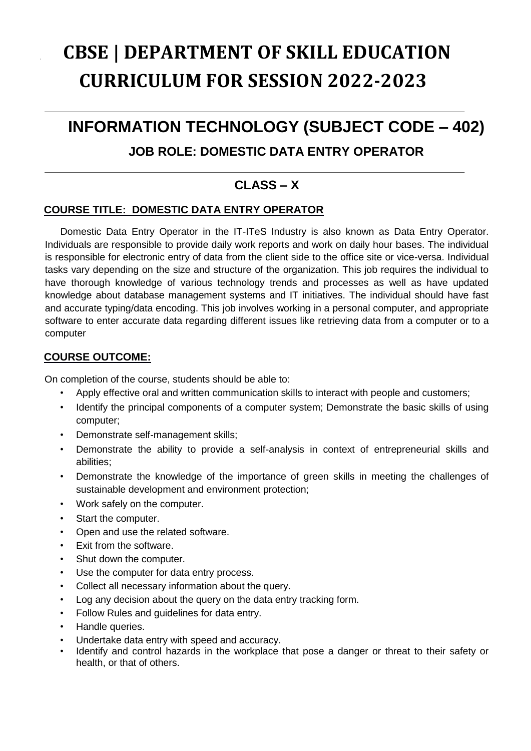# CBSE | DEPARTMENT OF SKILL EDUCATION CURRICULUM FOR SESSION 2022-2023

## INFORMATION TECHNOLOGY (SUBJECT CODE – 402)

### JOB ROLE: DOMESTIC DATA ENTRY OPERATOR

### CLASS – X

**COURSE TITLE: DOMESTIC DATA ENTRY OPERATOR**

Domestic Data Entry Operator in the IT-ITeS Industry is also known as Data Entry Operator. Individuals are responsible to provide daily work reports and work on daily hour bases. The individual is responsible for electronic entry of data from the client side to the office site or vice-versa. Individual tasks vary depending on the size and structure of the organization. This job requires the individual to have thorough knowledge of various technology trends and processes as well as have updated knowledge about database management systems and IT initiatives. The individual should have fast and accurate typing/data encoding. This job involves working in a personal computer, and appropriate software to enter accurate data regarding different issues like retrieving data from a computer or to a computer

**COURSE OUTCOME:**

On completion of the course, students should be able to:

- Apply effective oral and written communication skills to interact with people and customers;
- Identify the principal components of a computer system; Demonstrate the basic skills of using computer;
- Demonstrate self-management skills;
- Demonstrate the ability to provide a self-analysis in context of entrepreneurial skills and abilities;
- Demonstrate the knowledge of the importance of green skills in meeting the challenges of sustainable development and environment protection;
- Work safely on the computer.
- Start the computer.
- Open and use the related software.
- Exit from the software.
- Shut down the computer.
- Use the computer for data entry process.
- Collect all necessary information about the query.
- Log any decision about the query on the data entry tracking form.
- Follow Rules and guidelines for data entry.
- Handle queries.
- Undertake data entry with speed and accuracy.
- Identify and control hazards in the workplace that pose a danger or threat to their safety or health, or that of others.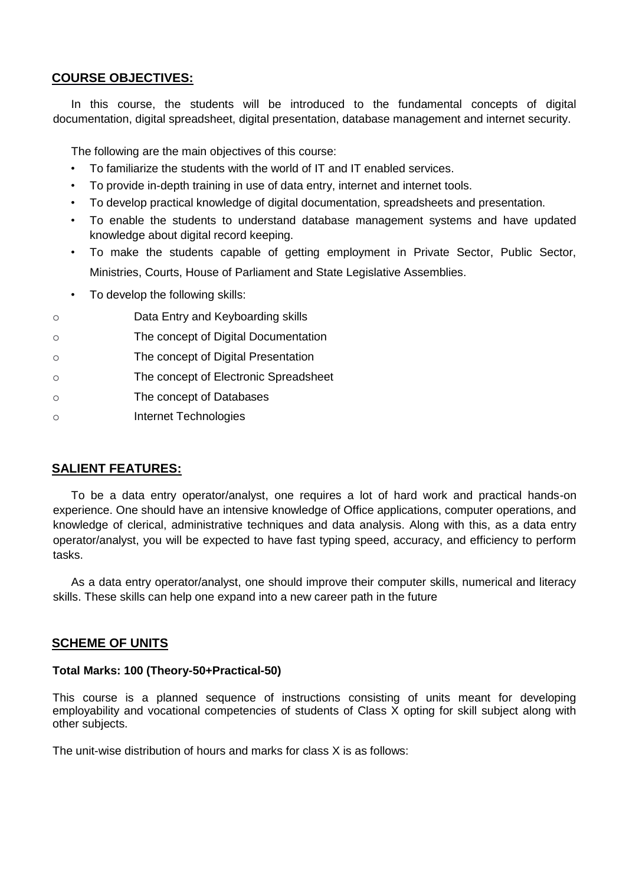## COURSE OBJECTIVES:

In this course, the students will be introduced to the fundamental concepts of digital documentation, digital spreadsheet, digital presentation, database management and internet security.

The following are the main objectives of this course:

- To familiarize the students with the world of IT and IT enabled services.
- To provide in-depth training in use of data entry, internet and internet tools.
- To develop practical knowledge of digital documentation, spreadsheets and presentation.
- To enable the students to understand database management systems and have updated knowledge about digital record keeping.
- To make the students capable of getting employment in Private Sector, Public Sector, Ministries, Courts, House of Parliament and State Legislative Assemblies.
- To develop the following skills:
  - Data Entry and Keyboarding skills
  - The concept of Digital Documentation
  - The concept of Digital Presentation
  - The concept of Electronic Spreadsheet
  - The concept of Databases
  - Internet Technologies

## SALIENT FEATURES:

To be a data entry operator/analyst, one requires a lot of hard work and practical hands-on experience. One should have an intensive knowledge of Office applications, computer operations, and knowledge of clerical, administrative techniques and data analysis. Along with this, as a data entry operator/analyst, you will be expected to have fast typing speed, accuracy, and efficiency to perform tasks.

As a data entry operator/analyst, one should improve their computer skills, numerical and literacy skills. These skills can help one expand into a new career path in the future

## SCHEME OF UNITS

**Total Marks: 100 (Theory-50+Practical-50)**

This course is a planned sequence of instructions consisting of units meant for developing employability and vocational competencies of students of Class X opting for skill subject along with other subjects.

The unit-wise distribution of hours and marks for class X is as follows: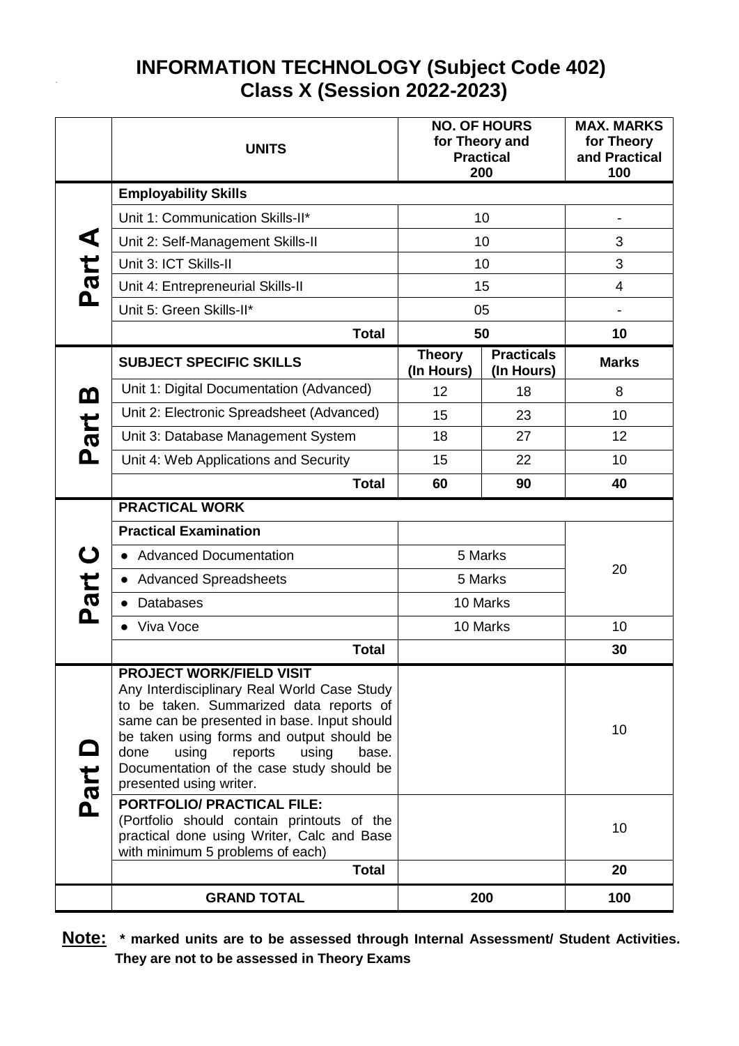# INFORMATION TECHNOLOGY (Subject Code 402)
## Class X (Session 2022-2023)

| | UNITS | NO. OF HOURS for Theory and Practical 200 | | MAX. MARKS for Theory and Practical 100 |
|---|---|---|---|---|
| **Part A** | **Employability Skills** | | | |
| | Unit 1: Communication Skills-II* | 10 | | - |
| | Unit 2: Self-Management Skills-II | 10 | | 3 |
| | Unit 3: ICT Skills-II | 10 | | 3 |
| | Unit 4: Entrepreneurial Skills-II | 15 | | 4 |
| | Unit 5: Green Skills-II* | 05 | | - |
| | **Total** | **50** | | **10** |
| **Part B** | **SUBJECT SPECIFIC SKILLS** | **Theory (In Hours)** | **Practicals (In Hours)** | **Marks** |
| | Unit 1: Digital Documentation (Advanced) | 12 | 18 | 8 |
| | Unit 2: Electronic Spreadsheet (Advanced) | 15 | 23 | 10 |
| | Unit 3: Database Management System | 18 | 27 | 12 |
| | Unit 4: Web Applications and Security | 15 | 22 | 10 |
| | **Total** | **60** | **90** | **40** |
| **Part C** | **PRACTICAL WORK** | | | |
| | **Practical Examination** | | | 20 |
| | • Advanced Documentation | 5 Marks | | |
| | • Advanced Spreadsheets | 5 Marks | | |
| | • Databases | 10 Marks | | |
| | • Viva Voce | 10 Marks | | 10 |
| | **Total** | | | **30** |
| **Part D** | **PROJECT WORK/FIELD VISIT** Any Interdisciplinary Real World Case Study to be taken. Summarized data reports of same can be presented in base. Input should be taken using forms and output should be done using reports using base. Documentation of the case study should be presented using writer. | | | 10 |
| | **PORTFOLIO/ PRACTICAL FILE:** (Portfolio should contain printouts of the practical done using Writer, Calc and Base with minimum 5 problems of each) | | | 10 |
| | **Total** | | | **20** |
| | **GRAND TOTAL** | **200** | | **100** |

**Note:** *** marked units are to be assessed through Internal Assessment/ Student Activities. They are not to be assessed in Theory Exams**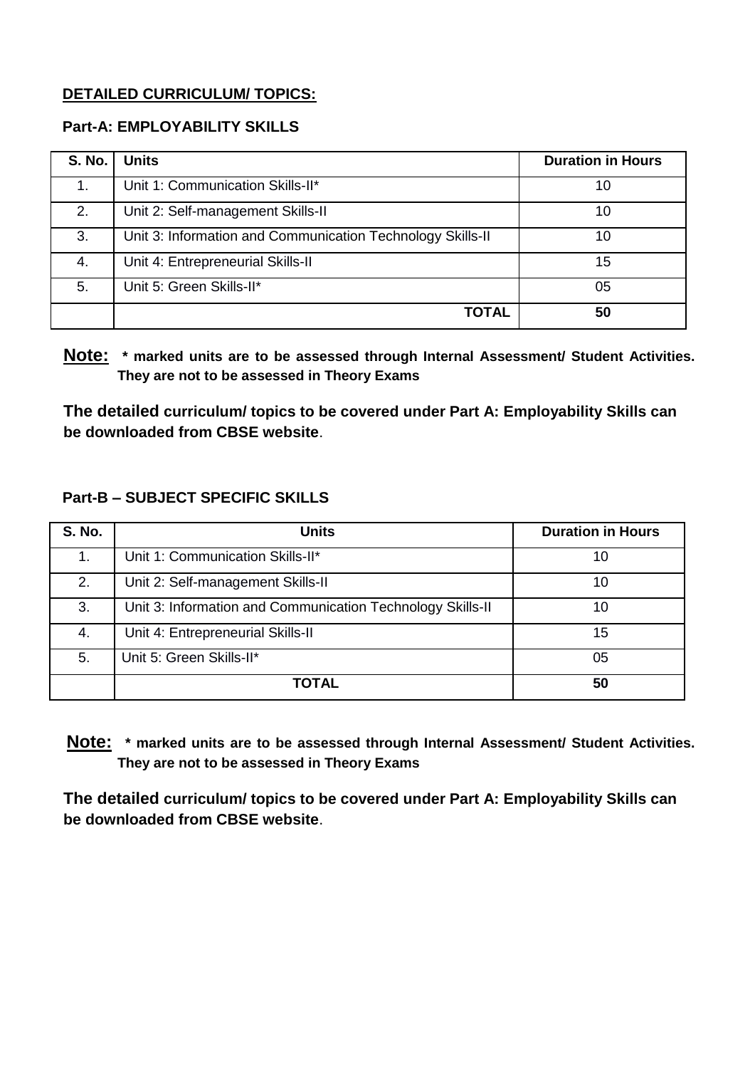**DETAILED CURRICULUM/ TOPICS:**

**Part-A: EMPLOYABILITY SKILLS**

| S. No. | Units | Duration in Hours |
|---|---|---|
| 1. | Unit 1: Communication Skills-II* | 10 |
| 2. | Unit 2: Self-management Skills-II | 10 |
| 3. | Unit 3: Information and Communication Technology Skills-II | 10 |
| 4. | Unit 4: Entrepreneurial Skills-II | 15 |
| 5. | Unit 5: Green Skills-II* | 05 |
| | **TOTAL** | **50** |

**Note:** **\* marked units are to be assessed through Internal Assessment/ Student Activities. They are not to be assessed in Theory Exams**

**The detailed curriculum/ topics to be covered under Part A: Employability Skills can be downloaded from CBSE website**.

**Part-B – SUBJECT SPECIFIC SKILLS**

| S. No. | Units | Duration in Hours |
|---|---|---|
| 1. | Unit 1: Communication Skills-II* | 10 |
| 2. | Unit 2: Self-management Skills-II | 10 |
| 3. | Unit 3: Information and Communication Technology Skills-II | 10 |
| 4. | Unit 4: Entrepreneurial Skills-II | 15 |
| 5. | Unit 5: Green Skills-II* | 05 |
| | **TOTAL** | **50** |

**Note:** **\* marked units are to be assessed through Internal Assessment/ Student Activities. They are not to be assessed in Theory Exams**

**The detailed curriculum/ topics to be covered under Part A: Employability Skills can be downloaded from CBSE website**.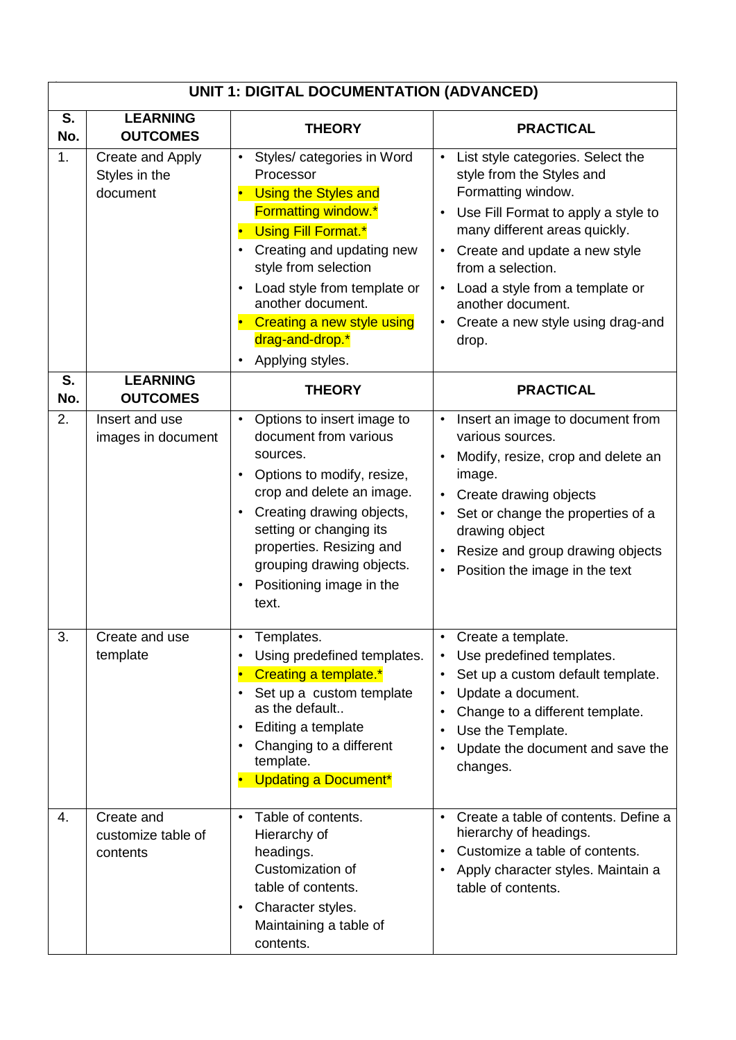| UNIT 1: DIGITAL DOCUMENTATION (ADVANCED) | | | |
|---|---|---|---|
| **S. No.** | **LEARNING OUTCOMES** | **THEORY** | **PRACTICAL** |
| 1. | Create and Apply Styles in the document | • Styles/ categories in Word Processor<br>• Using the Styles and Formatting window.*<br>• Using Fill Format.*<br>• Creating and updating new style from selection<br>• Load style from template or another document.<br>• Creating a new style using drag-and-drop.*<br>• Applying styles. | • List style categories. Select the style from the Styles and Formatting window.<br>• Use Fill Format to apply a style to many different areas quickly.<br>• Create and update a new style from a selection.<br>• Load a style from a template or another document.<br>• Create a new style using drag-and drop. |
| **S. No.** | **LEARNING OUTCOMES** | **THEORY** | **PRACTICAL** |
| 2. | Insert and use images in document | • Options to insert image to document from various sources.<br>• Options to modify, resize, crop and delete an image.<br>• Creating drawing objects, setting or changing its properties. Resizing and grouping drawing objects.<br>• Positioning image in the text. | • Insert an image to document from various sources.<br>• Modify, resize, crop and delete an image.<br>• Create drawing objects<br>• Set or change the properties of a drawing object<br>• Resize and group drawing objects<br>• Position the image in the text |
| 3. | Create and use template | • Templates.<br>• Using predefined templates.<br>• Creating a template.*<br>• Set up a custom template as the default..<br>• Editing a template<br>• Changing to a different template.<br>• Updating a Document* | • Create a template.<br>• Use predefined templates.<br>• Set up a custom default template.<br>• Update a document.<br>• Change to a different template.<br>• Use the Template.<br>• Update the document and save the changes. |
| 4. | Create and customize table of contents | • Table of contents. Hierarchy of headings. Customization of table of contents.<br>• Character styles. Maintaining a table of contents. | • Create a table of contents. Define a hierarchy of headings.<br>• Customize a table of contents.<br>• Apply character styles. Maintain a table of contents. |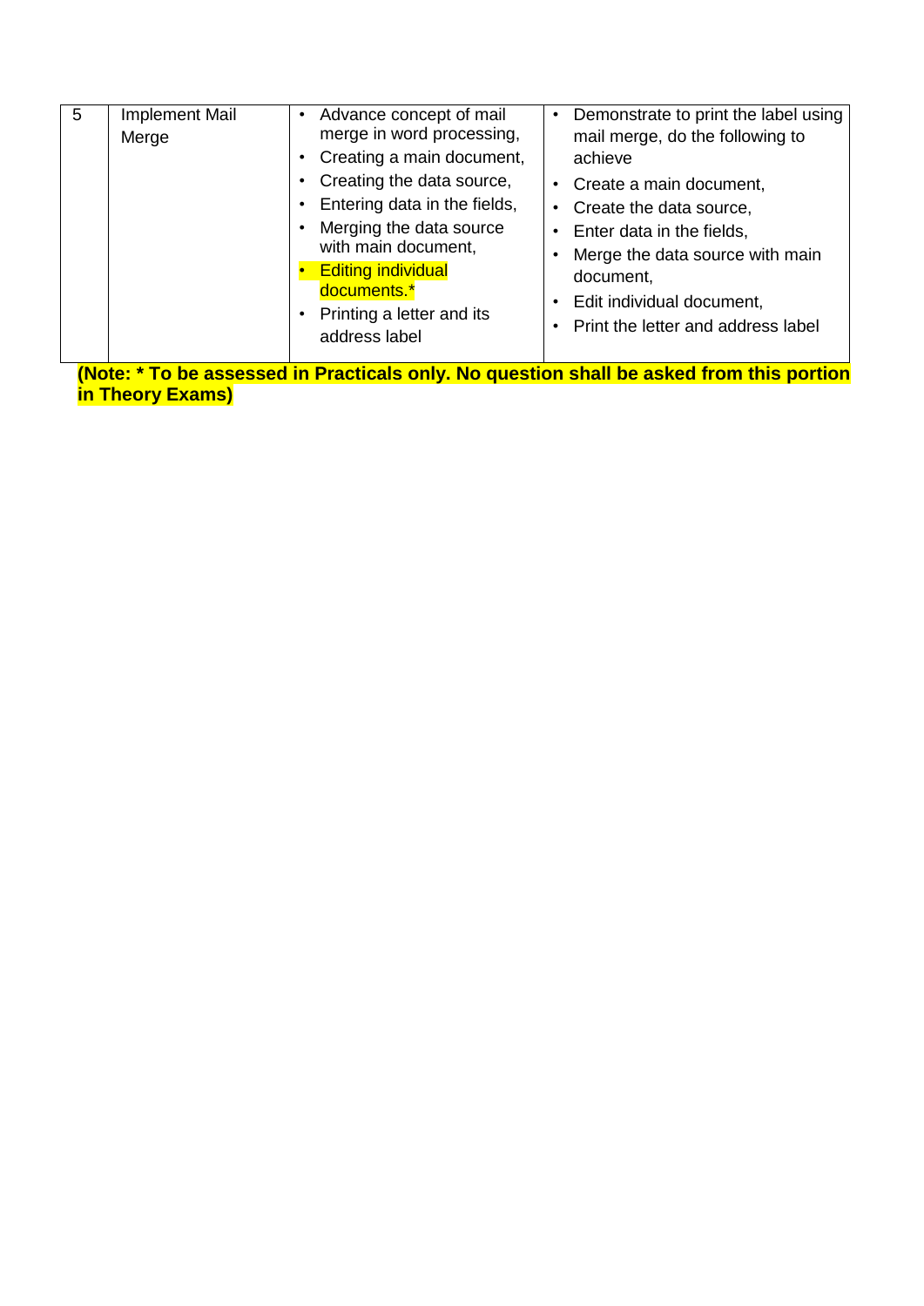| 5 | Implement Mail Merge | • Advance concept of mail merge in word processing,<br>• Creating a main document,<br>• Creating the data source,<br>• Entering data in the fields,<br>• Merging the data source with main document,<br>• Editing individual documents.*<br>• Printing a letter and its address label | • Demonstrate to print the label using mail merge, do the following to achieve<br>• Create a main document,<br>• Create the data source,<br>• Enter data in the fields,<br>• Merge the data source with main document,<br>• Edit individual document,<br>• Print the letter and address label |
|---|---|---|---|

**(Note: * To be assessed in Practicals only. No question shall be asked from this portion in Theory Exams)**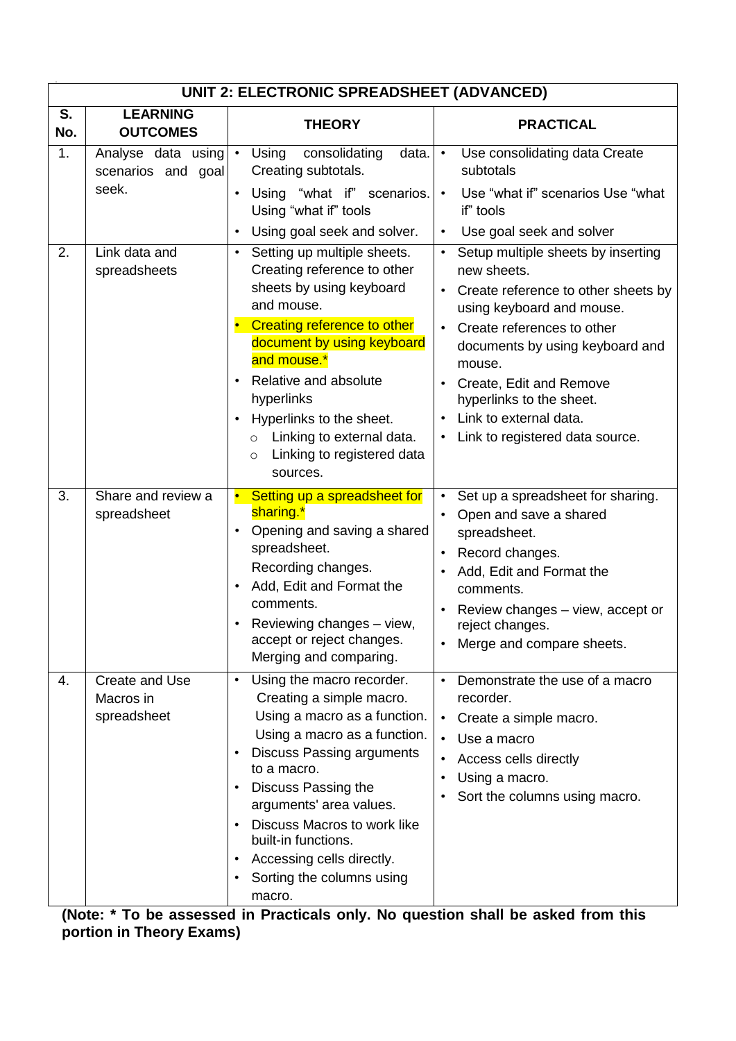| UNIT 2: ELECTRONIC SPREADSHEET (ADVANCED) | | | |
|---|---|---|---|
| **S. No.** | **LEARNING OUTCOMES** | **THEORY** | **PRACTICAL** |
| 1. | Analyse data using scenarios and goal seek. | • Using consolidating data. Creating subtotals.<br>• Using "what if" scenarios. Using "what if" tools<br>• Using goal seek and solver. | • Use consolidating data Create subtotals<br>• Use "what if" scenarios Use "what if" tools<br>• Use goal seek and solver |
| 2. | Link data and spreadsheets | • Setting up multiple sheets. Creating reference to other sheets by using keyboard and mouse.<br>• Creating reference to other document by using keyboard and mouse.*<br>• Relative and absolute hyperlinks<br>• Hyperlinks to the sheet.<br>  ○ Linking to external data.<br>  ○ Linking to registered data sources. | • Setup multiple sheets by inserting new sheets.<br>• Create reference to other sheets by using keyboard and mouse.<br>• Create references to other documents by using keyboard and mouse.<br>• Create, Edit and Remove hyperlinks to the sheet.<br>• Link to external data.<br>• Link to registered data source. |
| 3. | Share and review a spreadsheet | • Setting up a spreadsheet for sharing.*<br>• Opening and saving a shared spreadsheet. Recording changes.<br>• Add, Edit and Format the comments.<br>• Reviewing changes – view, accept or reject changes. Merging and comparing. | • Set up a spreadsheet for sharing.<br>• Open and save a shared spreadsheet.<br>• Record changes.<br>• Add, Edit and Format the comments.<br>• Review changes – view, accept or reject changes.<br>• Merge and compare sheets. |
| 4. | Create and Use Macros in spreadsheet | • Using the macro recorder. Creating a simple macro. Using a macro as a function. Using a macro as a function.<br>• Discuss Passing arguments to a macro.<br>• Discuss Passing the arguments' area values.<br>• Discuss Macros to work like built-in functions.<br>• Accessing cells directly.<br>• Sorting the columns using macro. | • Demonstrate the use of a macro recorder.<br>• Create a simple macro.<br>• Use a macro<br>• Access cells directly<br>• Using a macro.<br>• Sort the columns using macro. |

**(Note: * To be assessed in Practicals only. No question shall be asked from this portion in Theory Exams)**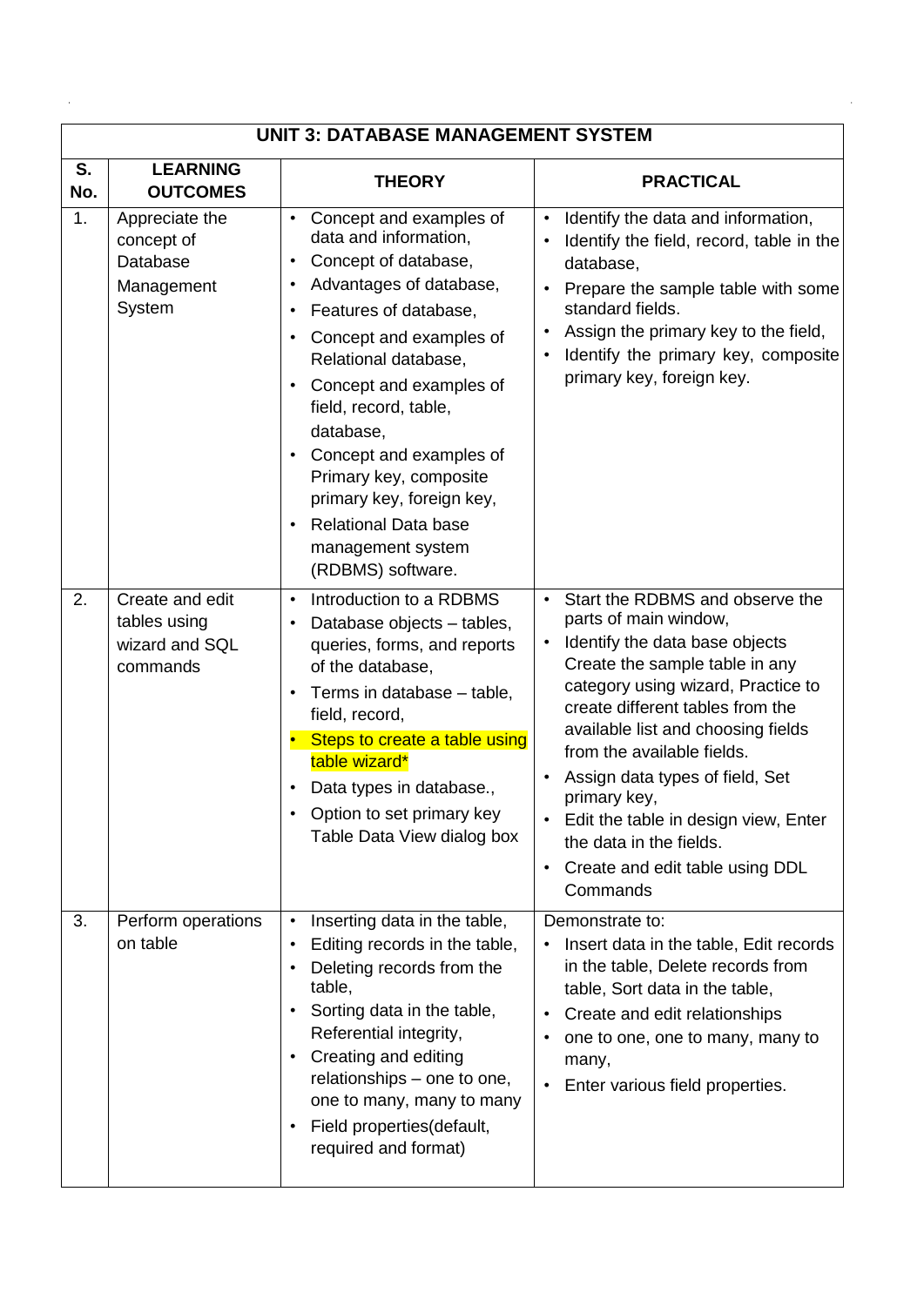| UNIT 3: DATABASE MANAGEMENT SYSTEM | | | |
|---|---|---|---|
| **S. No.** | **LEARNING OUTCOMES** | **THEORY** | **PRACTICAL** |
| 1. | Appreciate the concept of Database Management System | • Concept and examples of data and information,<br>• Concept of database,<br>• Advantages of database,<br>• Features of database,<br>• Concept and examples of Relational database,<br>• Concept and examples of field, record, table, database,<br>• Concept and examples of Primary key, composite primary key, foreign key,<br>• Relational Data base management system (RDBMS) software. | • Identify the data and information,<br>• Identify the field, record, table in the database,<br>• Prepare the sample table with some standard fields.<br>• Assign the primary key to the field,<br>• Identify the primary key, composite primary key, foreign key. |
| 2. | Create and edit tables using wizard and SQL commands | • Introduction to a RDBMS<br>• Database objects – tables, queries, forms, and reports of the database,<br>• Terms in database – table, field, record,<br>• Steps to create a table using table wizard*<br>• Data types in database.,<br>• Option to set primary key Table Data View dialog box | • Start the RDBMS and observe the parts of main window,<br>• Identify the data base objects Create the sample table in any category using wizard, Practice to create different tables from the available list and choosing fields from the available fields.<br>• Assign data types of field, Set primary key,<br>• Edit the table in design view, Enter the data in the fields.<br>• Create and edit table using DDL Commands |
| 3. | Perform operations on table | • Inserting data in the table,<br>• Editing records in the table,<br>• Deleting records from the table,<br>• Sorting data in the table, Referential integrity,<br>• Creating and editing relationships – one to one, one to many, many to many<br>• Field properties(default, required and format) | Demonstrate to:<br>• Insert data in the table, Edit records in the table, Delete records from table, Sort data in the table,<br>• Create and edit relationships<br>• one to one, one to many, many to many,<br>• Enter various field properties. |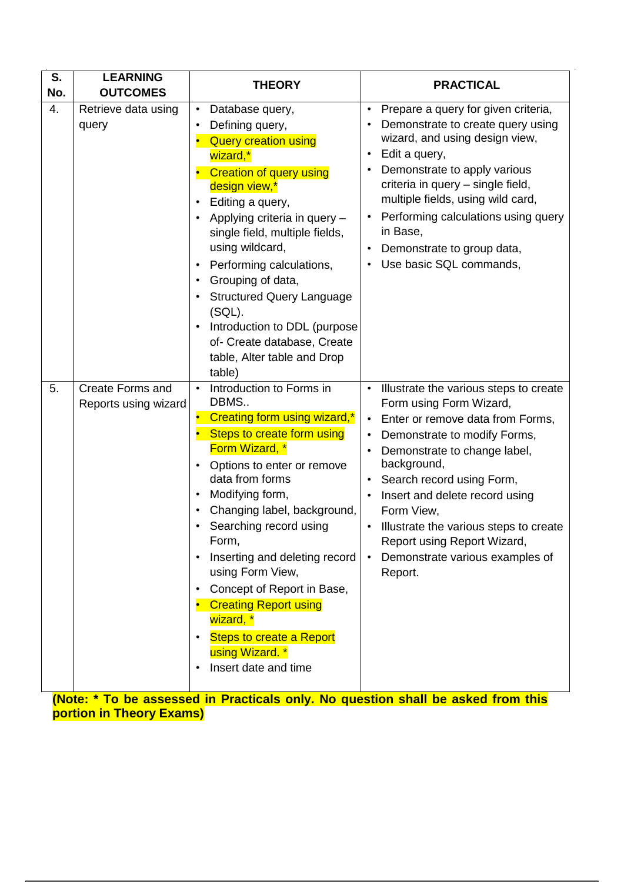| S. No. | LEARNING OUTCOMES | THEORY | PRACTICAL |
|---|---|---|---|
| 4. | Retrieve data using query | • Database query,<br>• Defining query,<br>• Query creation using wizard,*<br>• Creation of query using design view,*<br>• Editing a query,<br>• Applying criteria in query – single field, multiple fields, using wildcard,<br>• Performing calculations,<br>• Grouping of data,<br>• Structured Query Language (SQL).<br>• Introduction to DDL (purpose of- Create database, Create table, Alter table and Drop table) | • Prepare a query for given criteria,<br>• Demonstrate to create query using wizard, and using design view,<br>• Edit a query,<br>• Demonstrate to apply various criteria in query – single field, multiple fields, using wild card,<br>• Performing calculations using query in Base,<br>• Demonstrate to group data,<br>• Use basic SQL commands, |
| 5. | Create Forms and Reports using wizard | • Introduction to Forms in DBMS..<br>• Creating form using wizard,*<br>• Steps to create form using Form Wizard, *<br>• Options to enter or remove data from forms<br>• Modifying form,<br>• Changing label, background,<br>• Searching record using Form,<br>• Inserting and deleting record using Form View,<br>• Concept of Report in Base,<br>• Creating Report using wizard, *<br>• Steps to create a Report using Wizard. *<br>• Insert date and time | • Illustrate the various steps to create Form using Form Wizard,<br>• Enter or remove data from Forms,<br>• Demonstrate to modify Forms,<br>• Demonstrate to change label, background,<br>• Search record using Form,<br>• Insert and delete record using Form View,<br>• Illustrate the various steps to create Report using Report Wizard,<br>• Demonstrate various examples of Report. |

**(Note: * To be assessed in Practicals only. No question shall be asked from this portion in Theory Exams)**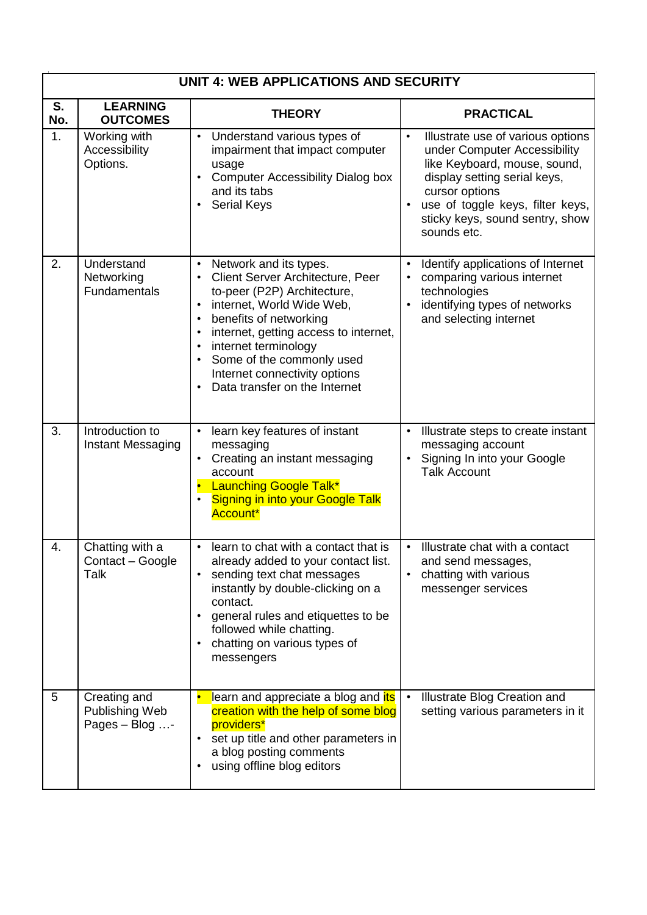| UNIT 4: WEB APPLICATIONS AND SECURITY | | | |
|---|---|---|---|
| **S. No.** | **LEARNING OUTCOMES** | **THEORY** | **PRACTICAL** |
| 1. | Working with Accessibility Options. | • Understand various types of impairment that impact computer usage<br>• Computer Accessibility Dialog box and its tabs<br>• Serial Keys | • Illustrate use of various options under Computer Accessibility like Keyboard, mouse, sound, display setting serial keys, cursor options<br>• use of toggle keys, filter keys, sticky keys, sound sentry, show sounds etc. |
| 2. | Understand Networking Fundamentals | • Network and its types.<br>• Client Server Architecture, Peer to-peer (P2P) Architecture,<br>• internet, World Wide Web,<br>• benefits of networking<br>• internet, getting access to internet,<br>• internet terminology<br>• Some of the commonly used Internet connectivity options<br>• Data transfer on the Internet | • Identify applications of Internet<br>• comparing various internet technologies<br>• identifying types of networks and selecting internet |
| 3. | Introduction to Instant Messaging | • learn key features of instant messaging<br>• Creating an instant messaging account<br>• Launching Google Talk*<br>• Signing in into your Google Talk Account* | • Illustrate steps to create instant messaging account<br>• Signing In into your Google Talk Account |
| 4. | Chatting with a Contact – Google Talk | • learn to chat with a contact that is already added to your contact list.<br>• sending text chat messages instantly by double-clicking on a contact.<br>• general rules and etiquettes to be followed while chatting.<br>• chatting on various types of messengers | • Illustrate chat with a contact and send messages,<br>• chatting with various messenger services |
| 5 | Creating and Publishing Web Pages – Blog …- | • learn and appreciate a blog and its creation with the help of some blog providers*<br>• set up title and other parameters in a blog posting comments<br>• using offline blog editors | • Illustrate Blog Creation and setting various parameters in it |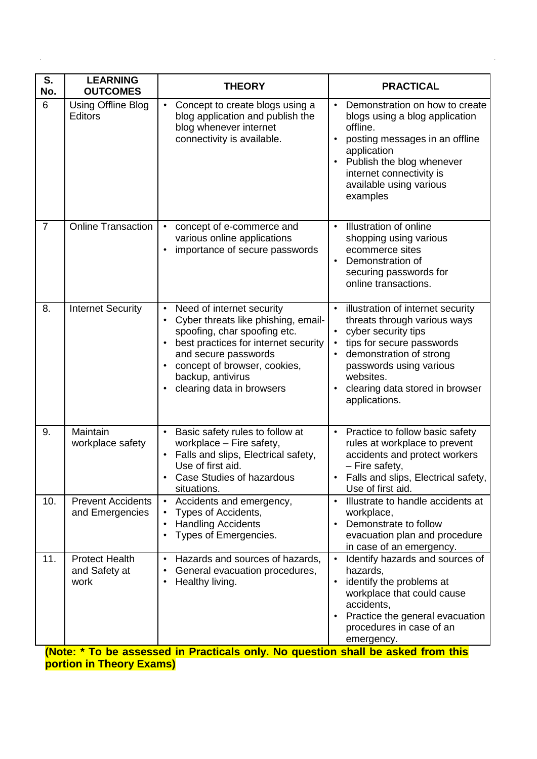| S. No. | LEARNING OUTCOMES | THEORY | PRACTICAL |
|---|---|---|---|
| 6 | Using Offline Blog Editors | • Concept to create blogs using a blog application and publish the blog whenever internet connectivity is available. | • Demonstration on how to create blogs using a blog application offline.<br>• posting messages in an offline application<br>• Publish the blog whenever internet connectivity is available using various examples |
| 7 | Online Transaction | • concept of e-commerce and various online applications<br>• importance of secure passwords | • Illustration of online shopping using various ecommerce sites<br>• Demonstration of securing passwords for online transactions. |
| 8. | Internet Security | • Need of internet security<br>• Cyber threats like phishing, email-spoofing, char spoofing etc.<br>• best practices for internet security and secure passwords<br>• concept of browser, cookies, backup, antivirus<br>• clearing data in browsers | • illustration of internet security threats through various ways<br>• cyber security tips<br>• tips for secure passwords<br>• demonstration of strong passwords using various websites.<br>• clearing data stored in browser applications. |
| 9. | Maintain workplace safety | • Basic safety rules to follow at workplace – Fire safety,<br>• Falls and slips, Electrical safety, Use of first aid.<br>• Case Studies of hazardous situations. | • Practice to follow basic safety rules at workplace to prevent accidents and protect workers – Fire safety,<br>• Falls and slips, Electrical safety, Use of first aid. |
| 10. | Prevent Accidents and Emergencies | • Accidents and emergency,<br>• Types of Accidents,<br>• Handling Accidents<br>• Types of Emergencies. | • Illustrate to handle accidents at workplace,<br>• Demonstrate to follow evacuation plan and procedure in case of an emergency. |
| 11. | Protect Health and Safety at work | • Hazards and sources of hazards,<br>• General evacuation procedures,<br>• Healthy living. | • Identify hazards and sources of hazards,<br>• identify the problems at workplace that could cause accidents,<br>• Practice the general evacuation procedures in case of an emergency. |

**(Note: * To be assessed in Practicals only. No question shall be asked from this portion in Theory Exams)**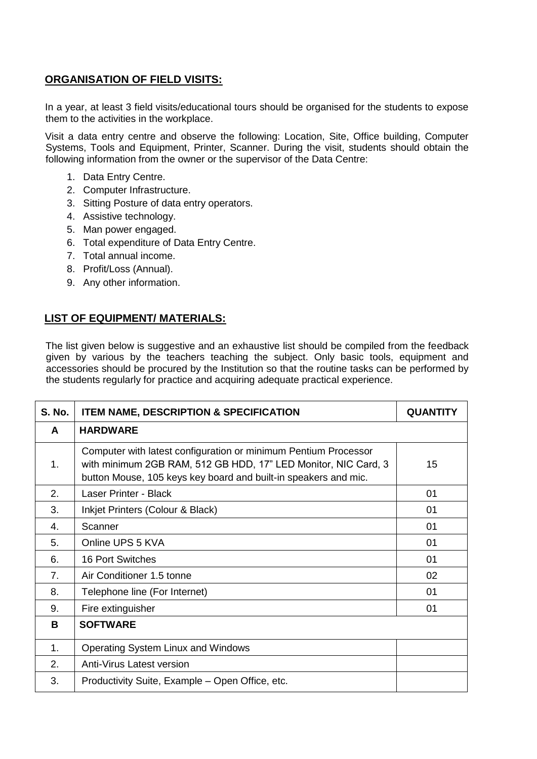## ORGANISATION OF FIELD VISITS:

In a year, at least 3 field visits/educational tours should be organised for the students to expose them to the activities in the workplace.

Visit a data entry centre and observe the following: Location, Site, Office building, Computer Systems, Tools and Equipment, Printer, Scanner. During the visit, students should obtain the following information from the owner or the supervisor of the Data Centre:

1. Data Entry Centre.
2. Computer Infrastructure.
3. Sitting Posture of data entry operators.
4. Assistive technology.
5. Man power engaged.
6. Total expenditure of Data Entry Centre.
7. Total annual income.
8. Profit/Loss (Annual).
9. Any other information.

## LIST OF EQUIPMENT/ MATERIALS:

The list given below is suggestive and an exhaustive list should be compiled from the feedback given by various by the teachers teaching the subject. Only basic tools, equipment and accessories should be procured by the Institution so that the routine tasks can be performed by the students regularly for practice and acquiring adequate practical experience.

| S. No. | ITEM NAME, DESCRIPTION & SPECIFICATION | QUANTITY |
|---|---|---|
| **A** | **HARDWARE** | |
| 1. | Computer with latest configuration or minimum Pentium Processor with minimum 2GB RAM, 512 GB HDD, 17" LED Monitor, NIC Card, 3 button Mouse, 105 keys key board and built-in speakers and mic. | 15 |
| 2. | Laser Printer - Black | 01 |
| 3. | Inkjet Printers (Colour & Black) | 01 |
| 4. | Scanner | 01 |
| 5. | Online UPS 5 KVA | 01 |
| 6. | 16 Port Switches | 01 |
| 7. | Air Conditioner 1.5 tonne | 02 |
| 8. | Telephone line (For Internet) | 01 |
| 9. | Fire extinguisher | 01 |
| **B** | **SOFTWARE** | |
| 1. | Operating System Linux and Windows | |
| 2. | Anti-Virus Latest version | |
| 3. | Productivity Suite, Example – Open Office, etc. | |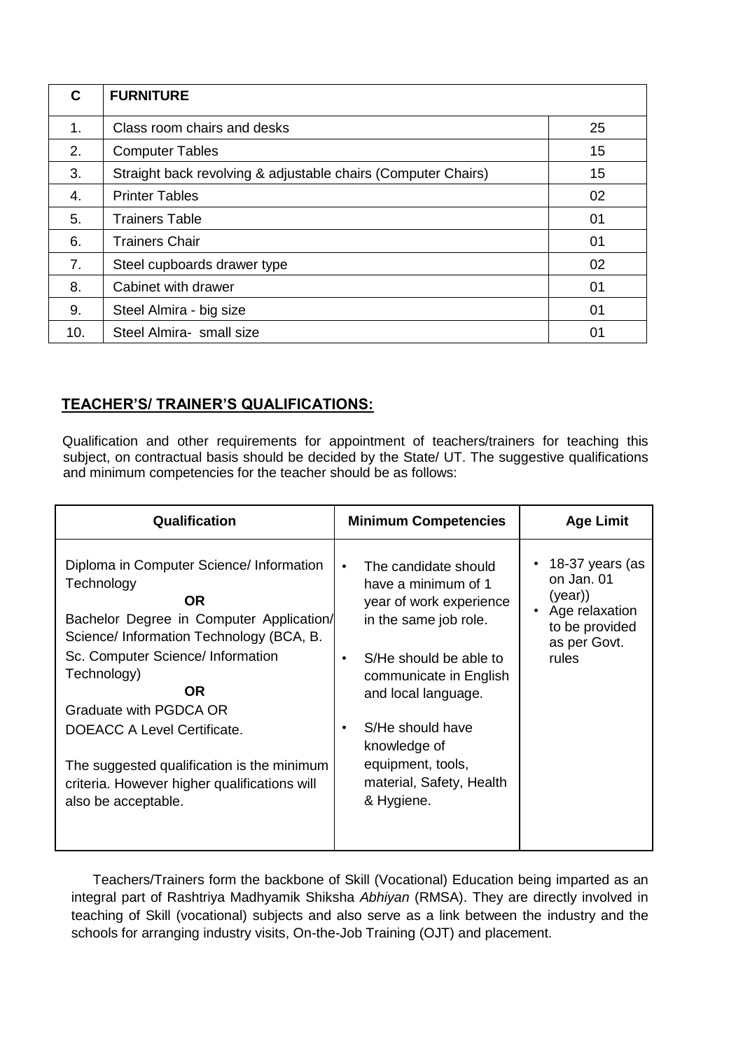| C | FURNITURE | |
|---|---|---|
| 1. | Class room chairs and desks | 25 |
| 2. | Computer Tables | 15 |
| 3. | Straight back revolving & adjustable chairs (Computer Chairs) | 15 |
| 4. | Printer Tables | 02 |
| 5. | Trainers Table | 01 |
| 6. | Trainers Chair | 01 |
| 7. | Steel cupboards drawer type | 02 |
| 8. | Cabinet with drawer | 01 |
| 9. | Steel Almira - big size | 01 |
| 10. | Steel Almira- small size | 01 |

## TEACHER'S/ TRAINER'S QUALIFICATIONS:

Qualification and other requirements for appointment of teachers/trainers for teaching this subject, on contractual basis should be decided by the State/ UT. The suggestive qualifications and minimum competencies for the teacher should be as follows:

| Qualification | Minimum Competencies | Age Limit |
|---|---|---|
| Diploma in Computer Science/ Information Technology<br>**OR**<br>Bachelor Degree in Computer Application/ Science/ Information Technology (BCA, B. Sc. Computer Science/ Information Technology)<br>**OR**<br>Graduate with PGDCA OR DOEACC A Level Certificate.<br><br>The suggested qualification is the minimum criteria. However higher qualifications will also be acceptable. | • The candidate should have a minimum of 1 year of work experience in the same job role.<br>• S/He should be able to communicate in English and local language.<br>• S/He should have knowledge of equipment, tools, material, Safety, Health & Hygiene. | • 18-37 years (as on Jan. 01 (year))<br>• Age relaxation to be provided as per Govt. rules |

Teachers/Trainers form the backbone of Skill (Vocational) Education being imparted as an integral part of Rashtriya Madhyamik Shiksha *Abhiyan* (RMSA). They are directly involved in teaching of Skill (vocational) subjects and also serve as a link between the industry and the schools for arranging industry visits, On-the-Job Training (OJT) and placement.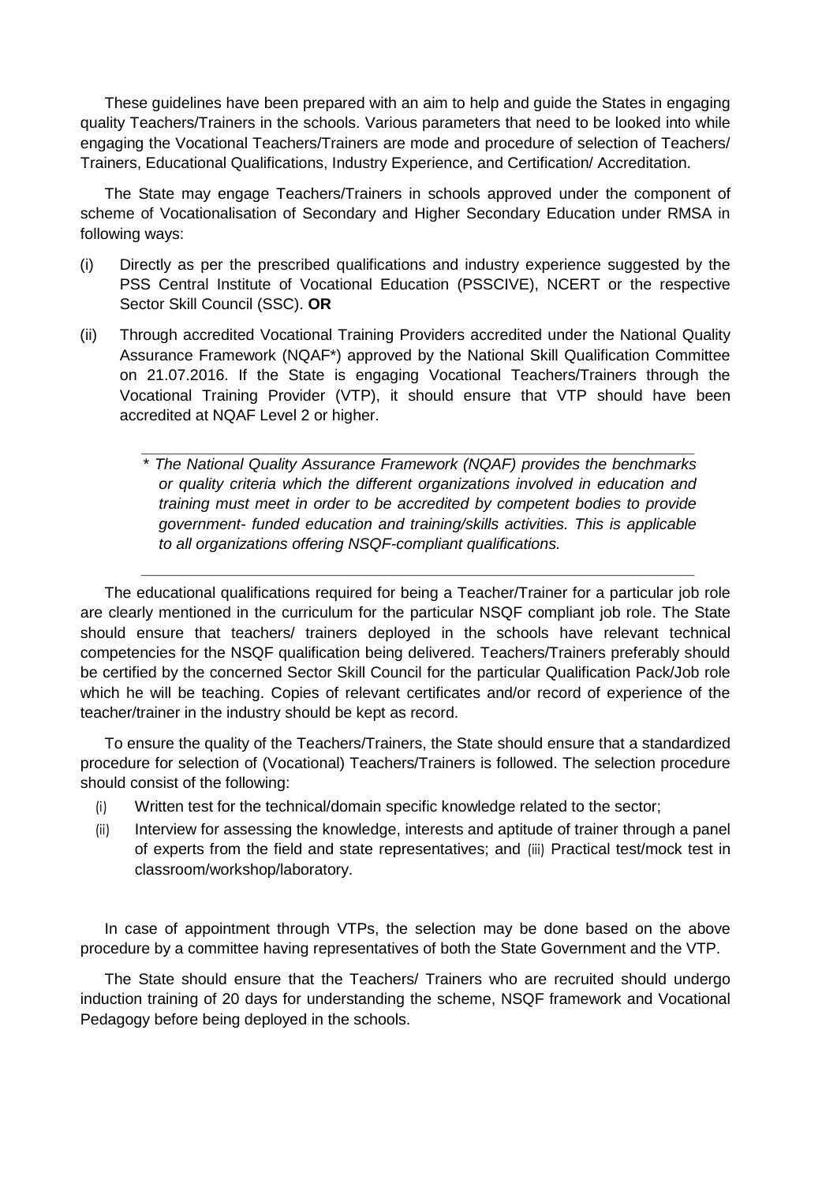These guidelines have been prepared with an aim to help and guide the States in engaging quality Teachers/Trainers in the schools. Various parameters that need to be looked into while engaging the Vocational Teachers/Trainers are mode and procedure of selection of Teachers/ Trainers, Educational Qualifications, Industry Experience, and Certification/ Accreditation.

The State may engage Teachers/Trainers in schools approved under the component of scheme of Vocationalisation of Secondary and Higher Secondary Education under RMSA in following ways:

(i) Directly as per the prescribed qualifications and industry experience suggested by the PSS Central Institute of Vocational Education (PSSCIVE), NCERT or the respective Sector Skill Council (SSC). **OR**

(ii) Through accredited Vocational Training Providers accredited under the National Quality Assurance Framework (NQAF*) approved by the National Skill Qualification Committee on 21.07.2016. If the State is engaging Vocational Teachers/Trainers through the Vocational Training Provider (VTP), it should ensure that VTP should have been accredited at NQAF Level 2 or higher.

> *\* The National Quality Assurance Framework (NQAF) provides the benchmarks or quality criteria which the different organizations involved in education and training must meet in order to be accredited by competent bodies to provide government- funded education and training/skills activities. This is applicable to all organizations offering NSQF-compliant qualifications.*

The educational qualifications required for being a Teacher/Trainer for a particular job role are clearly mentioned in the curriculum for the particular NSQF compliant job role. The State should ensure that teachers/ trainers deployed in the schools have relevant technical competencies for the NSQF qualification being delivered. Teachers/Trainers preferably should be certified by the concerned Sector Skill Council for the particular Qualification Pack/Job role which he will be teaching. Copies of relevant certificates and/or record of experience of the teacher/trainer in the industry should be kept as record.

To ensure the quality of the Teachers/Trainers, the State should ensure that a standardized procedure for selection of (Vocational) Teachers/Trainers is followed. The selection procedure should consist of the following:

(i) Written test for the technical/domain specific knowledge related to the sector;

(ii) Interview for assessing the knowledge, interests and aptitude of trainer through a panel of experts from the field and state representatives; and (iii) Practical test/mock test in classroom/workshop/laboratory.

In case of appointment through VTPs, the selection may be done based on the above procedure by a committee having representatives of both the State Government and the VTP.

The State should ensure that the Teachers/ Trainers who are recruited should undergo induction training of 20 days for understanding the scheme, NSQF framework and Vocational Pedagogy before being deployed in the schools.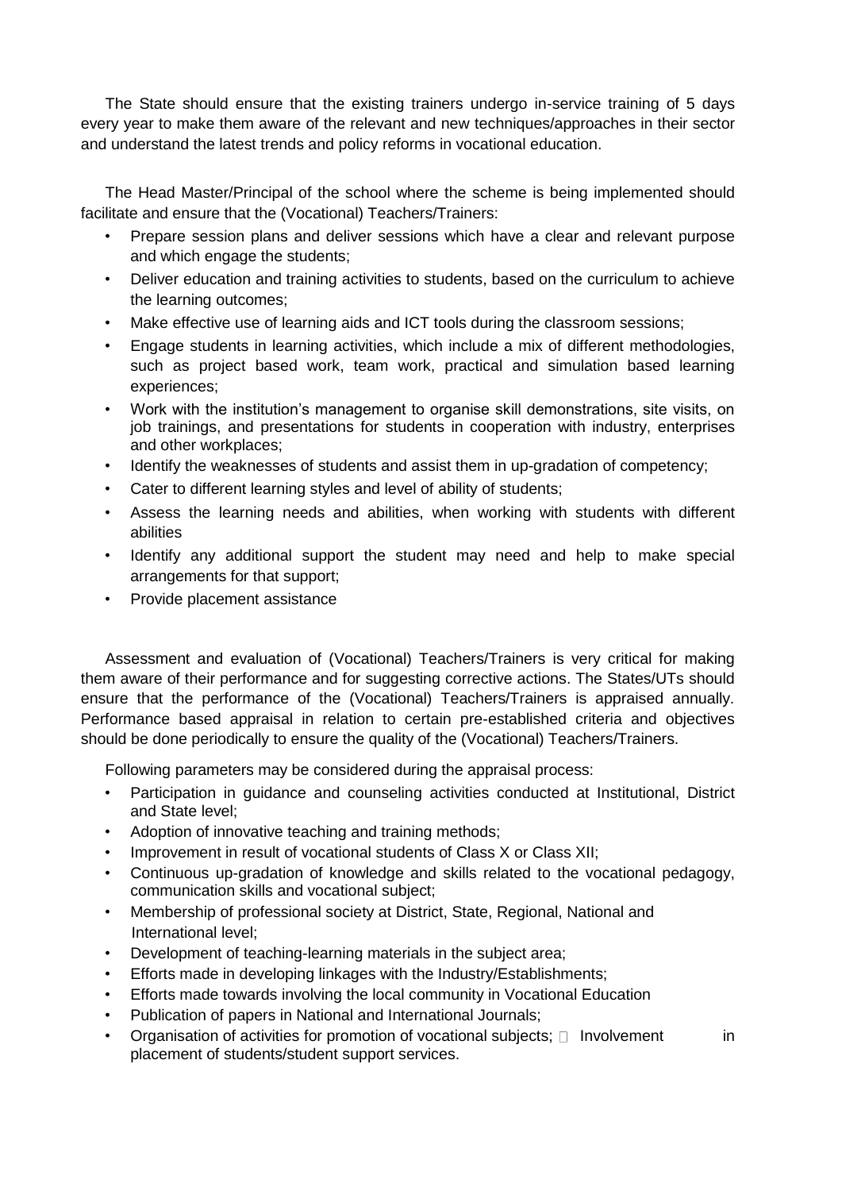The State should ensure that the existing trainers undergo in-service training of 5 days every year to make them aware of the relevant and new techniques/approaches in their sector and understand the latest trends and policy reforms in vocational education.

The Head Master/Principal of the school where the scheme is being implemented should facilitate and ensure that the (Vocational) Teachers/Trainers:

- Prepare session plans and deliver sessions which have a clear and relevant purpose and which engage the students;
- Deliver education and training activities to students, based on the curriculum to achieve the learning outcomes;
- Make effective use of learning aids and ICT tools during the classroom sessions;
- Engage students in learning activities, which include a mix of different methodologies, such as project based work, team work, practical and simulation based learning experiences;
- Work with the institution's management to organise skill demonstrations, site visits, on job trainings, and presentations for students in cooperation with industry, enterprises and other workplaces;
- Identify the weaknesses of students and assist them in up-gradation of competency;
- Cater to different learning styles and level of ability of students;
- Assess the learning needs and abilities, when working with students with different abilities
- Identify any additional support the student may need and help to make special arrangements for that support;
- Provide placement assistance

Assessment and evaluation of (Vocational) Teachers/Trainers is very critical for making them aware of their performance and for suggesting corrective actions. The States/UTs should ensure that the performance of the (Vocational) Teachers/Trainers is appraised annually. Performance based appraisal in relation to certain pre-established criteria and objectives should be done periodically to ensure the quality of the (Vocational) Teachers/Trainers.

Following parameters may be considered during the appraisal process:

- Participation in guidance and counseling activities conducted at Institutional, District and State level;
- Adoption of innovative teaching and training methods;
- Improvement in result of vocational students of Class X or Class XII;
- Continuous up-gradation of knowledge and skills related to the vocational pedagogy, communication skills and vocational subject;
- Membership of professional society at District, State, Regional, National and International level;
- Development of teaching-learning materials in the subject area;
- Efforts made in developing linkages with the Industry/Establishments;
- Efforts made towards involving the local community in Vocational Education
- Publication of papers in National and International Journals;
- Organisation of activities for promotion of vocational subjects;
- Involvement in placement of students/student support services.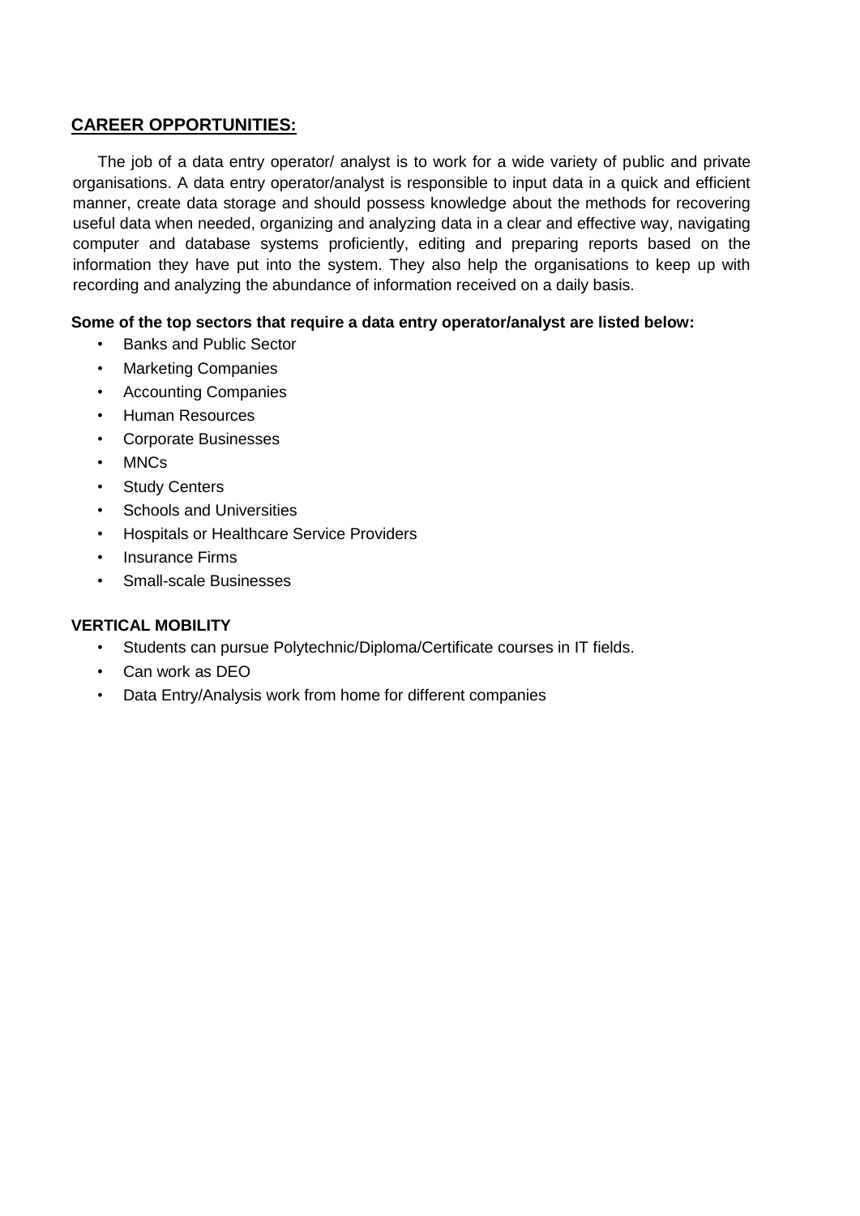## CAREER OPPORTUNITIES:

The job of a data entry operator/ analyst is to work for a wide variety of public and private organisations. A data entry operator/analyst is responsible to input data in a quick and efficient manner, create data storage and should possess knowledge about the methods for recovering useful data when needed, organizing and analyzing data in a clear and effective way, navigating computer and database systems proficiently, editing and preparing reports based on the information they have put into the system. They also help the organisations to keep up with recording and analyzing the abundance of information received on a daily basis.

**Some of the top sectors that require a data entry operator/analyst are listed below:**

- Banks and Public Sector
- Marketing Companies
- Accounting Companies
- Human Resources
- Corporate Businesses
- MNCs
- Study Centers
- Schools and Universities
- Hospitals or Healthcare Service Providers
- Insurance Firms
- Small-scale Businesses

### VERTICAL MOBILITY

- Students can pursue Polytechnic/Diploma/Certificate courses in IT fields.
- Can work as DEO
- Data Entry/Analysis work from home for different companies